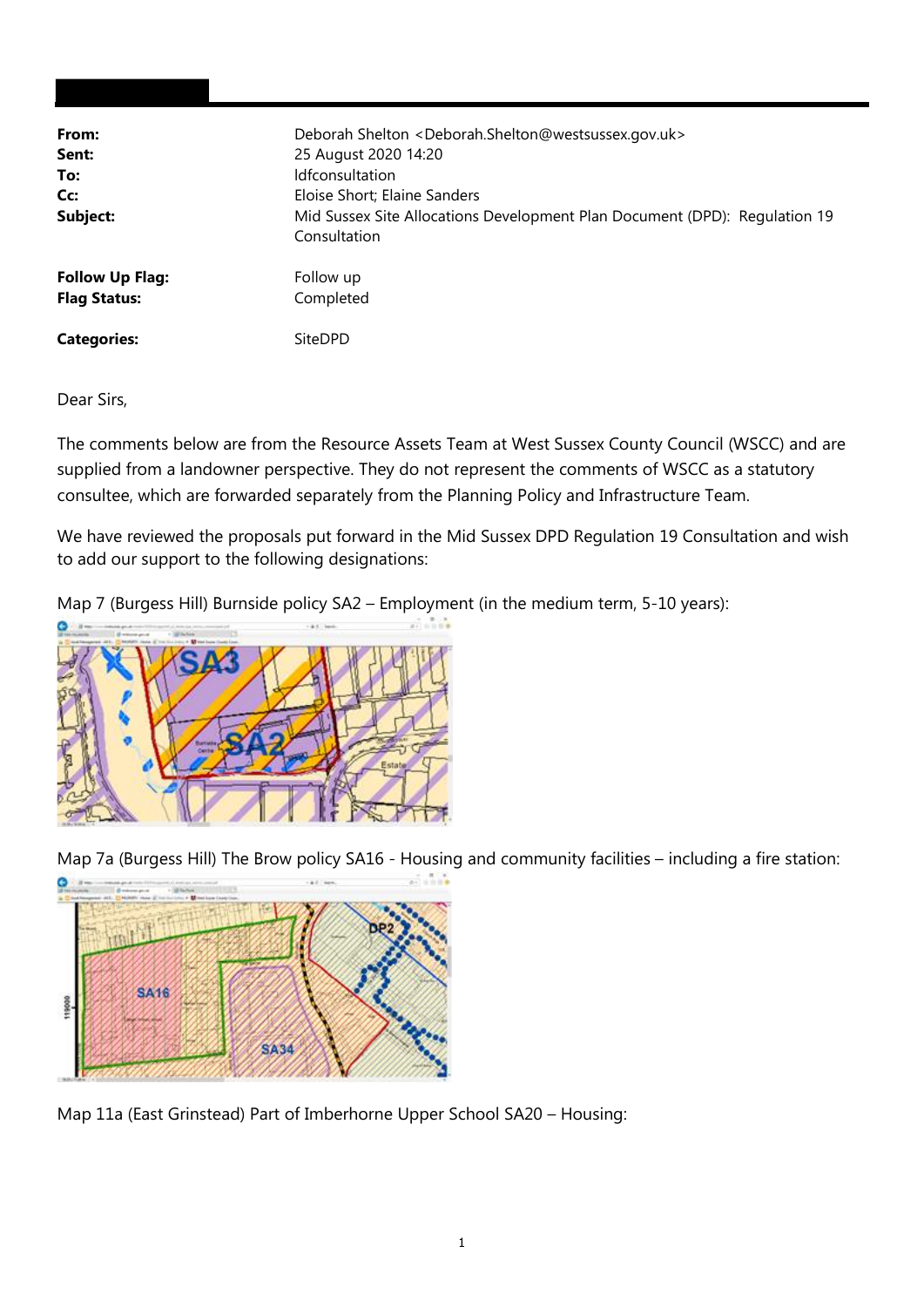| | |
|---|---|
| **From:** | Deborah Shelton <Deborah.Shelton@westsussex.gov.uk> |
| **Sent:** | 25 August 2020 14:20 |
| **To:** | ldfconsultation |
| **Cc:** | Eloise Short; Elaine Sanders |
| **Subject:** | Mid Sussex Site Allocations Development Plan Document (DPD): Regulation 19 Consultation |
| | |
| **Follow Up Flag:** | Follow up |
| **Flag Status:** | Completed |
| | |
| **Categories:** | SiteDPD |

Dear Sirs,

The comments below are from the Resource Assets Team at West Sussex County Council (WSCC) and are supplied from a landowner perspective. They do not represent the comments of WSCC as a statutory consultee, which are forwarded separately from the Planning Policy and Infrastructure Team.

We have reviewed the proposals put forward in the Mid Sussex DPD Regulation 19 Consultation and wish to add our support to the following designations:

Map 7 (Burgess Hill) Burnside policy SA2 – Employment (in the medium term, 5-10 years):

Map 7a (Burgess Hill) The Brow policy SA16 - Housing and community facilities – including a fire station:

Map 11a (East Grinstead) Part of Imberhorne Upper School SA20 – Housing: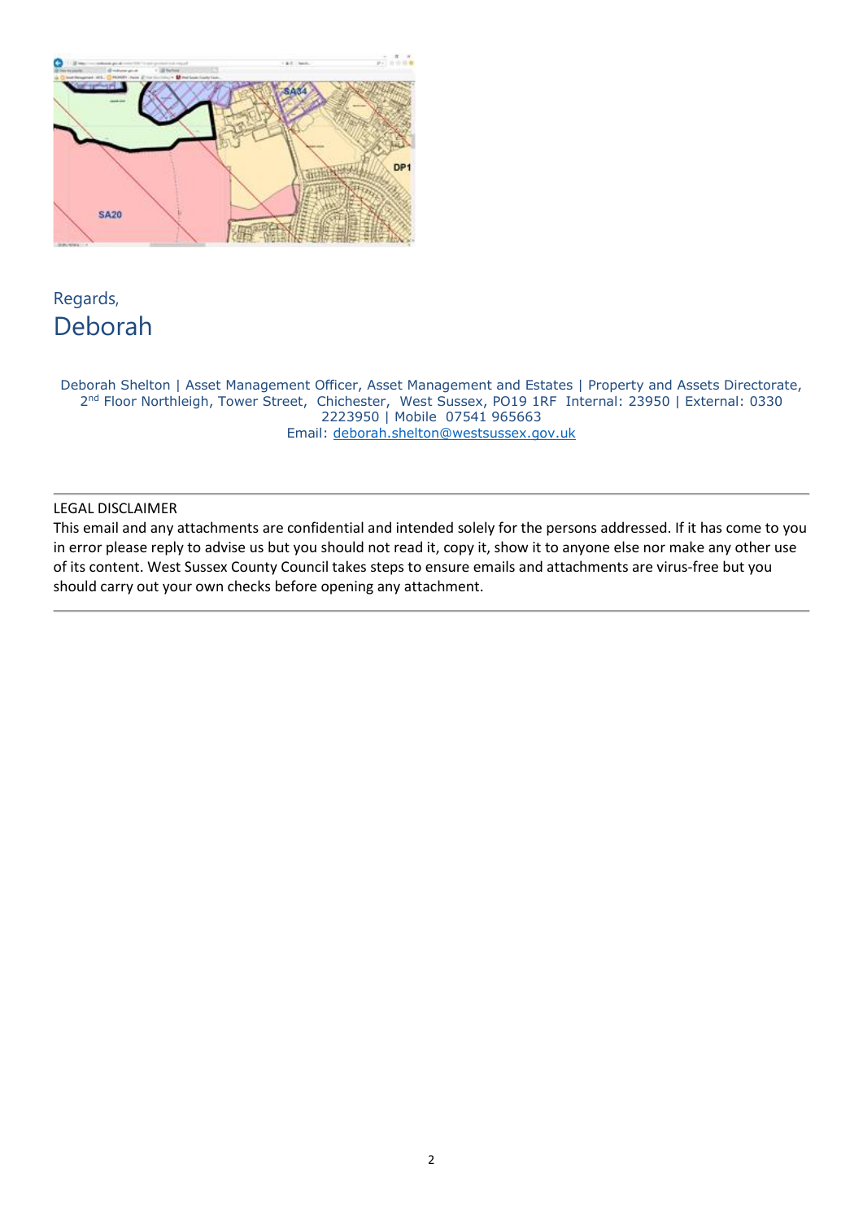Regards,

Deborah

Deborah Shelton | Asset Management Officer, Asset Management and Estates | Property and Assets Directorate, 2nd Floor Northleigh, Tower Street, Chichester, West Sussex, PO19 1RF Internal: 23950 | External: 0330 2223950 | Mobile 07541 965663
Email: deborah.shelton@westsussex.gov.uk

LEGAL DISCLAIMER
This email and any attachments are confidential and intended solely for the persons addressed. If it has come to you in error please reply to advise us but you should not read it, copy it, show it to anyone else nor make any other use of its content. West Sussex County Council takes steps to ensure emails and attachments are virus-free but you should carry out your own checks before opening any attachment.